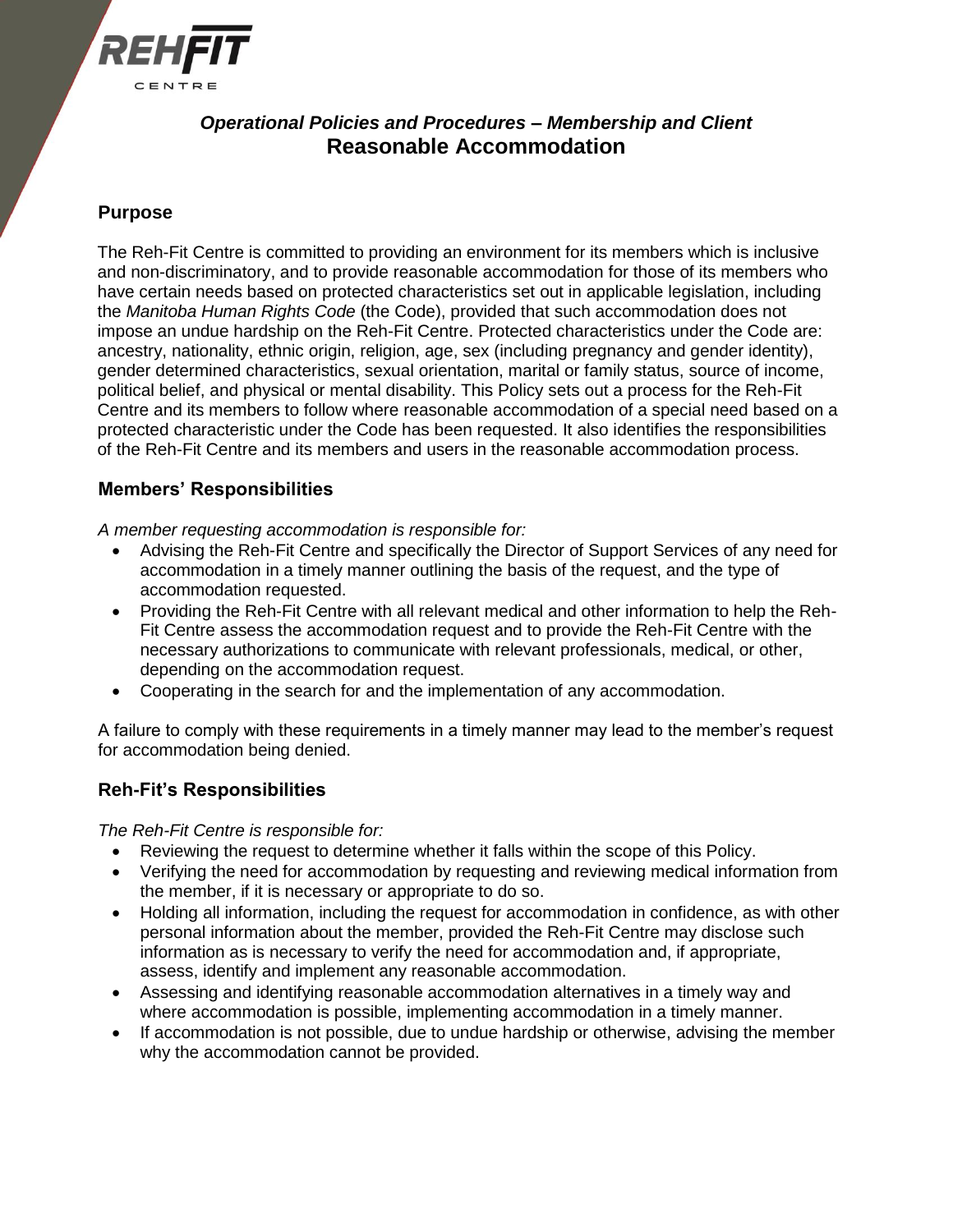REHFIT CENTRE

*Operational Policies and Procedures – Membership and Client*

# Reasonable Accommodation

## Purpose

The Reh-Fit Centre is committed to providing an environment for its members which is inclusive and non-discriminatory, and to provide reasonable accommodation for those of its members who have certain needs based on protected characteristics set out in applicable legislation, including the *Manitoba Human Rights Code* (the Code), provided that such accommodation does not impose an undue hardship on the Reh-Fit Centre. Protected characteristics under the Code are: ancestry, nationality, ethnic origin, religion, age, sex (including pregnancy and gender identity), gender determined characteristics, sexual orientation, marital or family status, source of income, political belief, and physical or mental disability. This Policy sets out a process for the Reh-Fit Centre and its members to follow where reasonable accommodation of a special need based on a protected characteristic under the Code has been requested. It also identifies the responsibilities of the Reh-Fit Centre and its members and users in the reasonable accommodation process.

## Members' Responsibilities

*A member requesting accommodation is responsible for:*

- Advising the Reh-Fit Centre and specifically the Director of Support Services of any need for accommodation in a timely manner outlining the basis of the request, and the type of accommodation requested.
- Providing the Reh-Fit Centre with all relevant medical and other information to help the Reh-Fit Centre assess the accommodation request and to provide the Reh-Fit Centre with the necessary authorizations to communicate with relevant professionals, medical, or other, depending on the accommodation request.
- Cooperating in the search for and the implementation of any accommodation.

A failure to comply with these requirements in a timely manner may lead to the member's request for accommodation being denied.

## Reh-Fit's Responsibilities

*The Reh-Fit Centre is responsible for:*

- Reviewing the request to determine whether it falls within the scope of this Policy.
- Verifying the need for accommodation by requesting and reviewing medical information from the member, if it is necessary or appropriate to do so.
- Holding all information, including the request for accommodation in confidence, as with other personal information about the member, provided the Reh-Fit Centre may disclose such information as is necessary to verify the need for accommodation and, if appropriate, assess, identify and implement any reasonable accommodation.
- Assessing and identifying reasonable accommodation alternatives in a timely way and where accommodation is possible, implementing accommodation in a timely manner.
- If accommodation is not possible, due to undue hardship or otherwise, advising the member why the accommodation cannot be provided.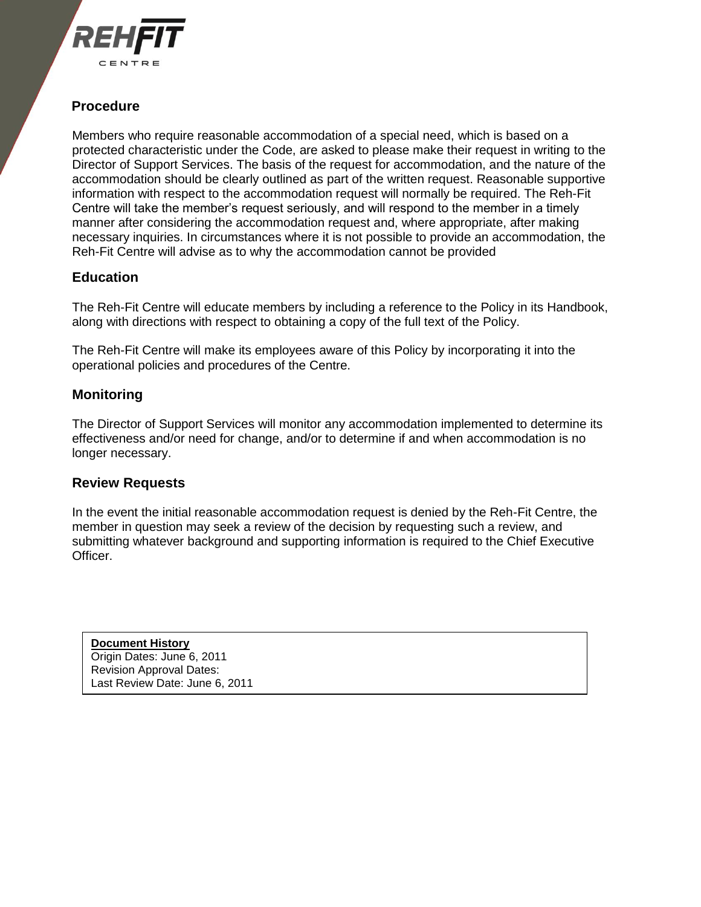## Procedure

Members who require reasonable accommodation of a special need, which is based on a protected characteristic under the Code, are asked to please make their request in writing to the Director of Support Services. The basis of the request for accommodation, and the nature of the accommodation should be clearly outlined as part of the written request. Reasonable supportive information with respect to the accommodation request will normally be required. The Reh-Fit Centre will take the member's request seriously, and will respond to the member in a timely manner after considering the accommodation request and, where appropriate, after making necessary inquiries. In circumstances where it is not possible to provide an accommodation, the Reh-Fit Centre will advise as to why the accommodation cannot be provided

## Education

The Reh-Fit Centre will educate members by including a reference to the Policy in its Handbook, along with directions with respect to obtaining a copy of the full text of the Policy.

The Reh-Fit Centre will make its employees aware of this Policy by incorporating it into the operational policies and procedures of the Centre.

## Monitoring

The Director of Support Services will monitor any accommodation implemented to determine its effectiveness and/or need for change, and/or to determine if and when accommodation is no longer necessary.

## Review Requests

In the event the initial reasonable accommodation request is denied by the Reh-Fit Centre, the member in question may seek a review of the decision by requesting such a review, and submitting whatever background and supporting information is required to the Chief Executive Officer.

**Document History**
Origin Dates: June 6, 2011
Revision Approval Dates:
Last Review Date: June 6, 2011